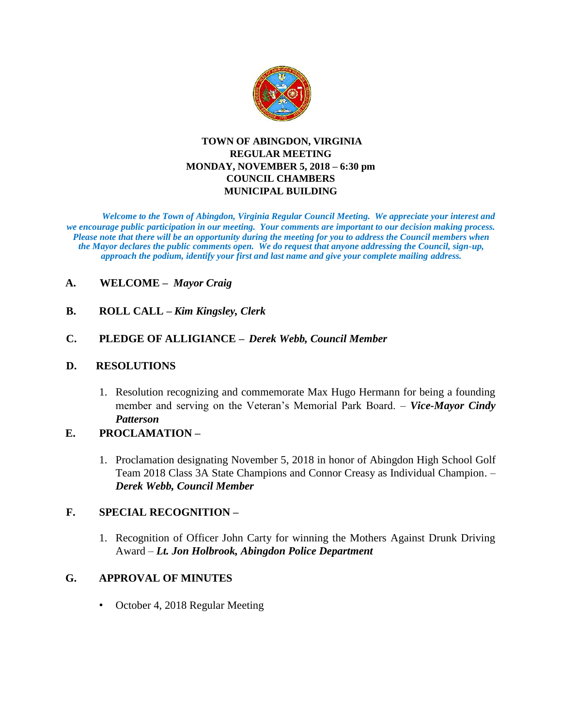# TOWN OF ABINGDON, VIRGINIA
## REGULAR MEETING
## MONDAY, NOVEMBER 5, 2018 – 6:30 pm
## COUNCIL CHAMBERS
## MUNICIPAL BUILDING

***Welcome to the Town of Abingdon, Virginia Regular Council Meeting. We appreciate your interest and we encourage public participation in our meeting. Your comments are important to our decision making process. Please note that there will be an opportunity during the meeting for you to address the Council members when the Mayor declares the public comments open. We do request that anyone addressing the Council, sign-up, approach the podium, identify your first and last name and give your complete mailing address.***

**A. WELCOME –** ***Mayor Craig***

**B. ROLL CALL –** ***Kim Kingsley, Clerk***

**C. PLEDGE OF ALLIGIANCE –** ***Derek Webb, Council Member***

**D. RESOLUTIONS**

1. Resolution recognizing and commemorate Max Hugo Hermann for being a founding member and serving on the Veteran's Memorial Park Board. – ***Vice-Mayor Cindy Patterson***

**E. PROCLAMATION –**

1. Proclamation designating November 5, 2018 in honor of Abingdon High School Golf Team 2018 Class 3A State Champions and Connor Creasy as Individual Champion. – ***Derek Webb, Council Member***

**F. SPECIAL RECOGNITION –**

1. Recognition of Officer John Carty for winning the Mothers Against Drunk Driving Award – ***Lt. Jon Holbrook, Abingdon Police Department***

**G. APPROVAL OF MINUTES**

- October 4, 2018 Regular Meeting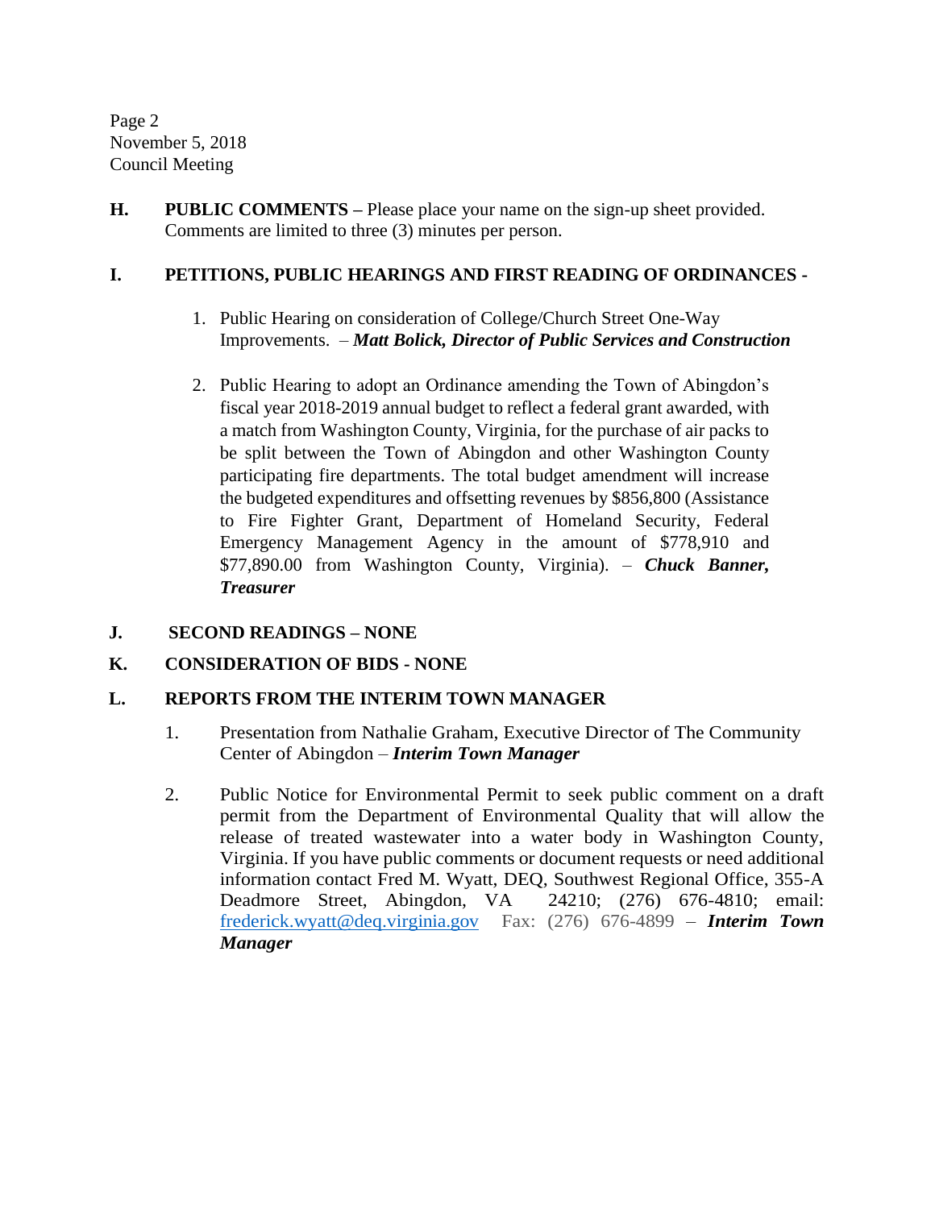**H. PUBLIC COMMENTS –** Please place your name on the sign-up sheet provided. Comments are limited to three (3) minutes per person.

**I. PETITIONS, PUBLIC HEARINGS AND FIRST READING OF ORDINANCES -**

1. Public Hearing on consideration of College/Church Street One-Way Improvements. – ***Matt Bolick, Director of Public Services and Construction***

2. Public Hearing to adopt an Ordinance amending the Town of Abingdon's fiscal year 2018-2019 annual budget to reflect a federal grant awarded, with a match from Washington County, Virginia, for the purchase of air packs to be split between the Town of Abingdon and other Washington County participating fire departments. The total budget amendment will increase the budgeted expenditures and offsetting revenues by $856,800 (Assistance to Fire Fighter Grant, Department of Homeland Security, Federal Emergency Management Agency in the amount of $778,910 and $77,890.00 from Washington County, Virginia). – ***Chuck Banner, Treasurer***

**J. SECOND READINGS – NONE**

**K. CONSIDERATION OF BIDS - NONE**

**L. REPORTS FROM THE INTERIM TOWN MANAGER**

1. Presentation from Nathalie Graham, Executive Director of The Community Center of Abingdon – ***Interim Town Manager***

2. Public Notice for Environmental Permit to seek public comment on a draft permit from the Department of Environmental Quality that will allow the release of treated wastewater into a water body in Washington County, Virginia. If you have public comments or document requests or need additional information contact Fred M. Wyatt, DEQ, Southwest Regional Office, 355-A Deadmore Street, Abingdon, VA 24210; (276) 676-4810; email: frederick.wyatt@deq.virginia.gov Fax: (276) 676-4899 – ***Interim Town Manager***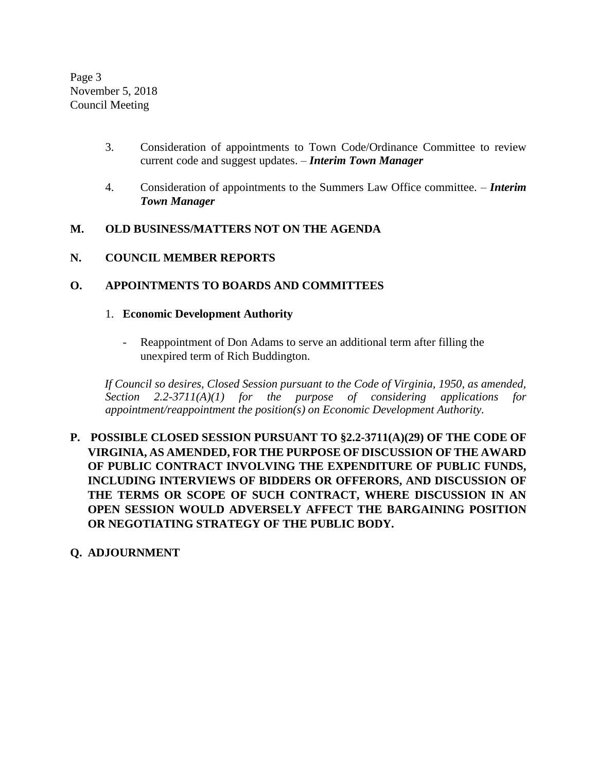3. Consideration of appointments to Town Code/Ordinance Committee to review current code and suggest updates. – ***Interim Town Manager***

4. Consideration of appointments to the Summers Law Office committee. – ***Interim Town Manager***

## M. OLD BUSINESS/MATTERS NOT ON THE AGENDA

## N. COUNCIL MEMBER REPORTS

## O. APPOINTMENTS TO BOARDS AND COMMITTEES

1. **Economic Development Authority**

   - Reappointment of Don Adams to serve an additional term after filling the unexpired term of Rich Buddington.

*If Council so desires, Closed Session pursuant to the Code of Virginia, 1950, as amended, Section 2.2-3711(A)(1) for the purpose of considering applications for appointment/reappointment the position(s) on Economic Development Authority.*

## P. POSSIBLE CLOSED SESSION PURSUANT TO §2.2-3711(A)(29) OF THE CODE OF VIRGINIA, AS AMENDED, FOR THE PURPOSE OF DISCUSSION OF THE AWARD OF PUBLIC CONTRACT INVOLVING THE EXPENDITURE OF PUBLIC FUNDS, INCLUDING INTERVIEWS OF BIDDERS OR OFFERORS, AND DISCUSSION OF THE TERMS OR SCOPE OF SUCH CONTRACT, WHERE DISCUSSION IN AN OPEN SESSION WOULD ADVERSELY AFFECT THE BARGAINING POSITION OR NEGOTIATING STRATEGY OF THE PUBLIC BODY.

## Q. ADJOURNMENT